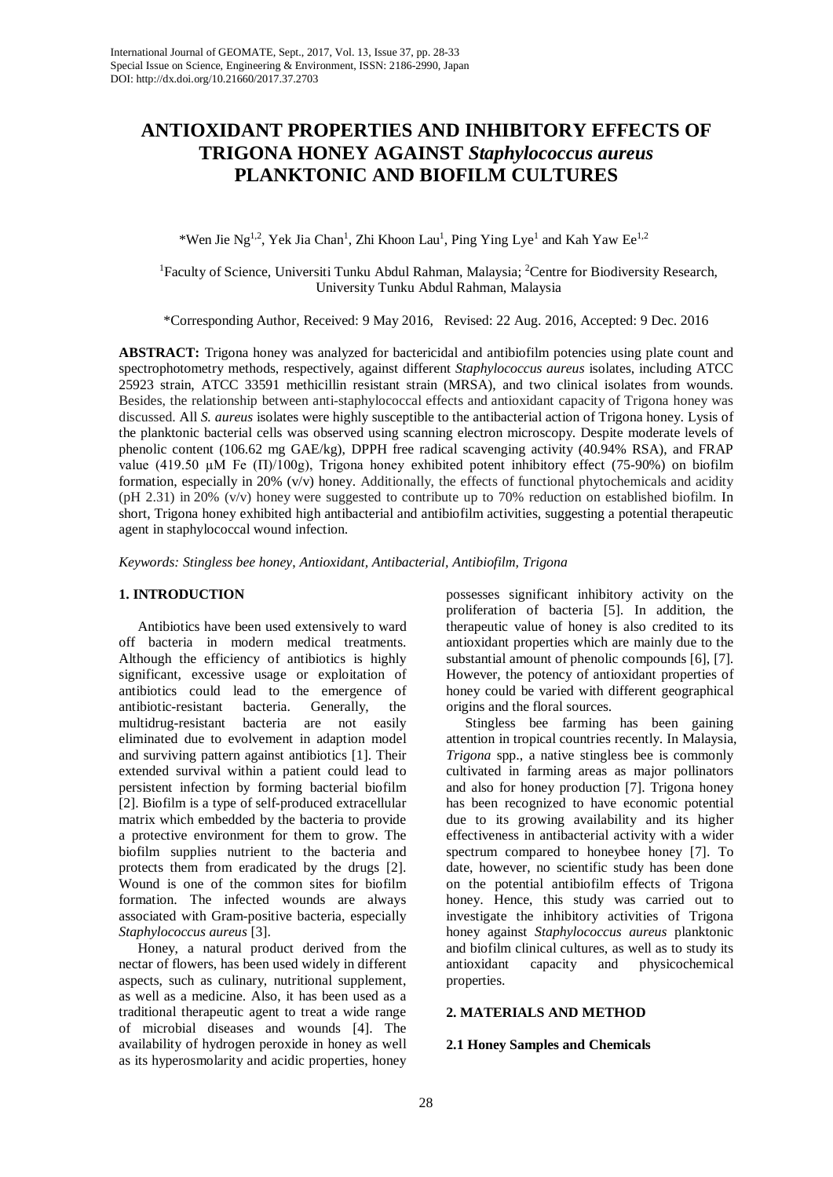# ANTIOXIDANT PROPERTIES AND INHIBITORY EFFECTS OF TRIGONA HONEY AGAINST *Staphylococcus aureus* PLANKTONIC AND BIOFILM CULTURES

*Wen Jie Ng[1,2], Yek Jia Chan[1], Zhi Khoon Lau[1], Ping Ying Lye[1] and Kah Yaw Ee[1,2]

[1]Faculty of Science, Universiti Tunku Abdul Rahman, Malaysia; [2]Centre for Biodiversity Research, University Tunku Abdul Rahman, Malaysia

*Corresponding Author, Received: 9 May 2016, Revised: 22 Aug. 2016, Accepted: 9 Dec. 2016

**ABSTRACT:** Trigona honey was analyzed for bactericidal and antibiofilm potencies using plate count and spectrophotometry methods, respectively, against different *Staphylococcus aureus* isolates, including ATCC 25923 strain, ATCC 33591 methicillin resistant strain (MRSA), and two clinical isolates from wounds. Besides, the relationship between anti-staphylococcal effects and antioxidant capacity of Trigona honey was discussed. All *S. aureus* isolates were highly susceptible to the antibacterial action of Trigona honey. Lysis of the planktonic bacterial cells was observed using scanning electron microscopy. Despite moderate levels of phenolic content (106.62 mg GAE/kg), DPPH free radical scavenging activity (40.94% RSA), and FRAP value (419.50 μM Fe (II)/100g), Trigona honey exhibited potent inhibitory effect (75-90%) on biofilm formation, especially in 20% (v/v) honey. Additionally, the effects of functional phytochemicals and acidity (pH 2.31) in 20% (v/v) honey were suggested to contribute up to 70% reduction on established biofilm. In short, Trigona honey exhibited high antibacterial and antibiofilm activities, suggesting a potential therapeutic agent in staphylococcal wound infection.

*Keywords: Stingless bee honey, Antioxidant, Antibacterial, Antibiofilm, Trigona*

## 1. INTRODUCTION

Antibiotics have been used extensively to ward off bacteria in modern medical treatments. Although the efficiency of antibiotics is highly significant, excessive usage or exploitation of antibiotics could lead to the emergence of antibiotic-resistant bacteria. Generally, the multidrug-resistant bacteria are not easily eliminated due to evolvement in adaption model and surviving pattern against antibiotics [1]. Their extended survival within a patient could lead to persistent infection by forming bacterial biofilm [2]. Biofilm is a type of self-produced extracellular matrix which embedded by the bacteria to provide a protective environment for them to grow. The biofilm supplies nutrient to the bacteria and protects them from eradicated by the drugs [2]. Wound is one of the common sites for biofilm formation. The infected wounds are always associated with Gram-positive bacteria, especially *Staphylococcus aureus* [3].

Honey, a natural product derived from the nectar of flowers, has been used widely in different aspects, such as culinary, nutritional supplement, as well as a medicine. Also, it has been used as a traditional therapeutic agent to treat a wide range of microbial diseases and wounds [4]. The availability of hydrogen peroxide in honey as well as its hyperosmolarity and acidic properties, honey possesses significant inhibitory activity on the proliferation of bacteria [5]. In addition, the therapeutic value of honey is also credited to its antioxidant properties which are mainly due to the substantial amount of phenolic compounds [6], [7]. However, the potency of antioxidant properties of honey could be varied with different geographical origins and the floral sources.

Stingless bee farming has been gaining attention in tropical countries recently. In Malaysia, *Trigona* spp., a native stingless bee is commonly cultivated in farming areas as major pollinators and also for honey production [7]. Trigona honey has been recognized to have economic potential due to its growing availability and its higher effectiveness in antibacterial activity with a wider spectrum compared to honeybee honey [7]. To date, however, no scientific study has been done on the potential antibiofilm effects of Trigona honey. Hence, this study was carried out to investigate the inhibitory activities of Trigona honey against *Staphylococcus aureus* planktonic and biofilm clinical cultures, as well as to study its antioxidant capacity and physicochemical properties.

## 2. MATERIALS AND METHOD

### 2.1 Honey Samples and Chemicals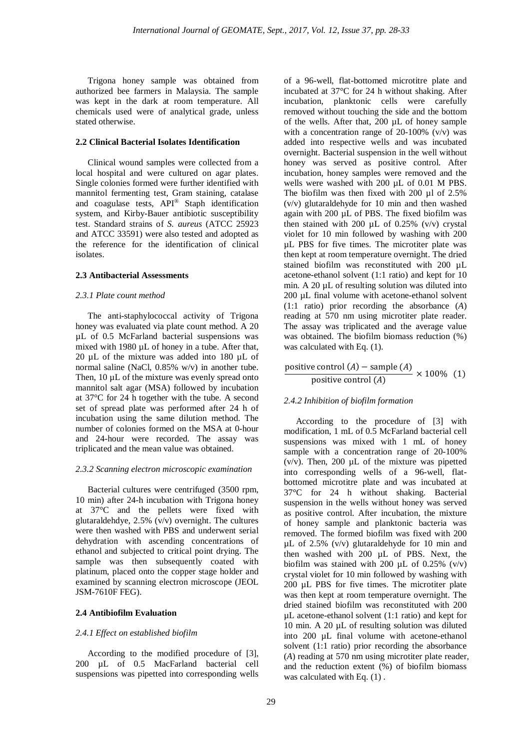Trigona honey sample was obtained from authorized bee farmers in Malaysia. The sample was kept in the dark at room temperature. All chemicals used were of analytical grade, unless stated otherwise.

### 2.2 Clinical Bacterial Isolates Identification

Clinical wound samples were collected from a local hospital and were cultured on agar plates. Single colonies formed were further identified with mannitol fermenting test, Gram staining, catalase and coagulase tests, API® Staph identification system, and Kirby-Bauer antibiotic susceptibility test. Standard strains of *S. aureus* (ATCC 25923 and ATCC 33591) were also tested and adopted as the reference for the identification of clinical isolates.

### 2.3 Antibacterial Assessments

#### *2.3.1 Plate count method*

The anti-staphylococcal activity of Trigona honey was evaluated via plate count method. A 20 µL of 0.5 McFarland bacterial suspensions was mixed with 1980 µL of honey in a tube. After that, 20 µL of the mixture was added into 180 µL of normal saline (NaCl, 0.85% w/v) in another tube. Then, 10 µL of the mixture was evenly spread onto mannitol salt agar (MSA) followed by incubation at 37°C for 24 h together with the tube. A second set of spread plate was performed after 24 h of incubation using the same dilution method. The number of colonies formed on the MSA at 0-hour and 24-hour were recorded. The assay was triplicated and the mean value was obtained.

#### *2.3.2 Scanning electron microscopic examination*

Bacterial cultures were centrifuged (3500 rpm, 10 min) after 24-h incubation with Trigona honey at 37°C and the pellets were fixed with glutaraldehdye, 2.5% (v/v) overnight. The cultures were then washed with PBS and underwent serial dehydration with ascending concentrations of ethanol and subjected to critical point drying. The sample was then subsequently coated with platinum, placed onto the copper stage holder and examined by scanning electron microscope (JEOL JSM-7610F FEG).

### 2.4 Antibiofilm Evaluation

#### *2.4.1 Effect on established biofilm*

According to the modified procedure of [3], 200 µL of 0.5 MacFarland bacterial cell suspensions was pipetted into corresponding wells of a 96-well, flat-bottomed microtitre plate and incubated at 37°C for 24 h without shaking. After incubation, planktonic cells were carefully removed without touching the side and the bottom of the wells. After that, 200 µL of honey sample with a concentration range of 20-100% (v/v) was added into respective wells and was incubated overnight. Bacterial suspension in the well without honey was served as positive control. After incubation, honey samples were removed and the wells were washed with 200 µL of 0.01 M PBS. The biofilm was then fixed with 200 µl of 2.5% (v/v) glutaraldehyde for 10 min and then washed again with 200 µL of PBS. The fixed biofilm was then stained with 200 µL of 0.25% (v/v) crystal violet for 10 min followed by washing with 200 µL PBS for five times. The microtiter plate was then kept at room temperature overnight. The dried stained biofilm was reconstituted with 200 µL acetone-ethanol solvent (1:1 ratio) and kept for 10 min. A 20 µL of resulting solution was diluted into 200 µL final volume with acetone-ethanol solvent (1:1 ratio) prior recording the absorbance (*A*) reading at 570 nm using microtiter plate reader. The assay was triplicated and the average value was obtained. The biofilm biomass reduction (%) was calculated with Eq. (1).

$$\frac{\text{positive control } (A) - \text{sample } (A)}{\text{positive control } (A)} \times 100\% \quad (1)$$

#### *2.4.2 Inhibition of biofilm formation*

According to the procedure of [3] with modification, 1 mL of 0.5 McFarland bacterial cell suspensions was mixed with 1 mL of honey sample with a concentration range of 20-100% (v/v). Then, 200 µL of the mixture was pipetted into corresponding wells of a 96-well, flat-bottomed microtitre plate and was incubated at 37°C for 24 h without shaking. Bacterial suspension in the wells without honey was served as positive control. After incubation, the mixture of honey sample and planktonic bacteria was removed. The formed biofilm was fixed with 200 µL of 2.5% (v/v) glutaraldehyde for 10 min and then washed with 200 µL of PBS. Next, the biofilm was stained with 200 µL of 0.25% (v/v) crystal violet for 10 min followed by washing with 200 µL PBS for five times. The microtiter plate was then kept at room temperature overnight. The dried stained biofilm was reconstituted with 200 µL acetone-ethanol solvent (1:1 ratio) and kept for 10 min. A 20 µL of resulting solution was diluted into 200 µL final volume with acetone-ethanol solvent (1:1 ratio) prior recording the absorbance (*A*) reading at 570 nm using microtiter plate reader, and the reduction extent (%) of biofilm biomass was calculated with Eq. (1) .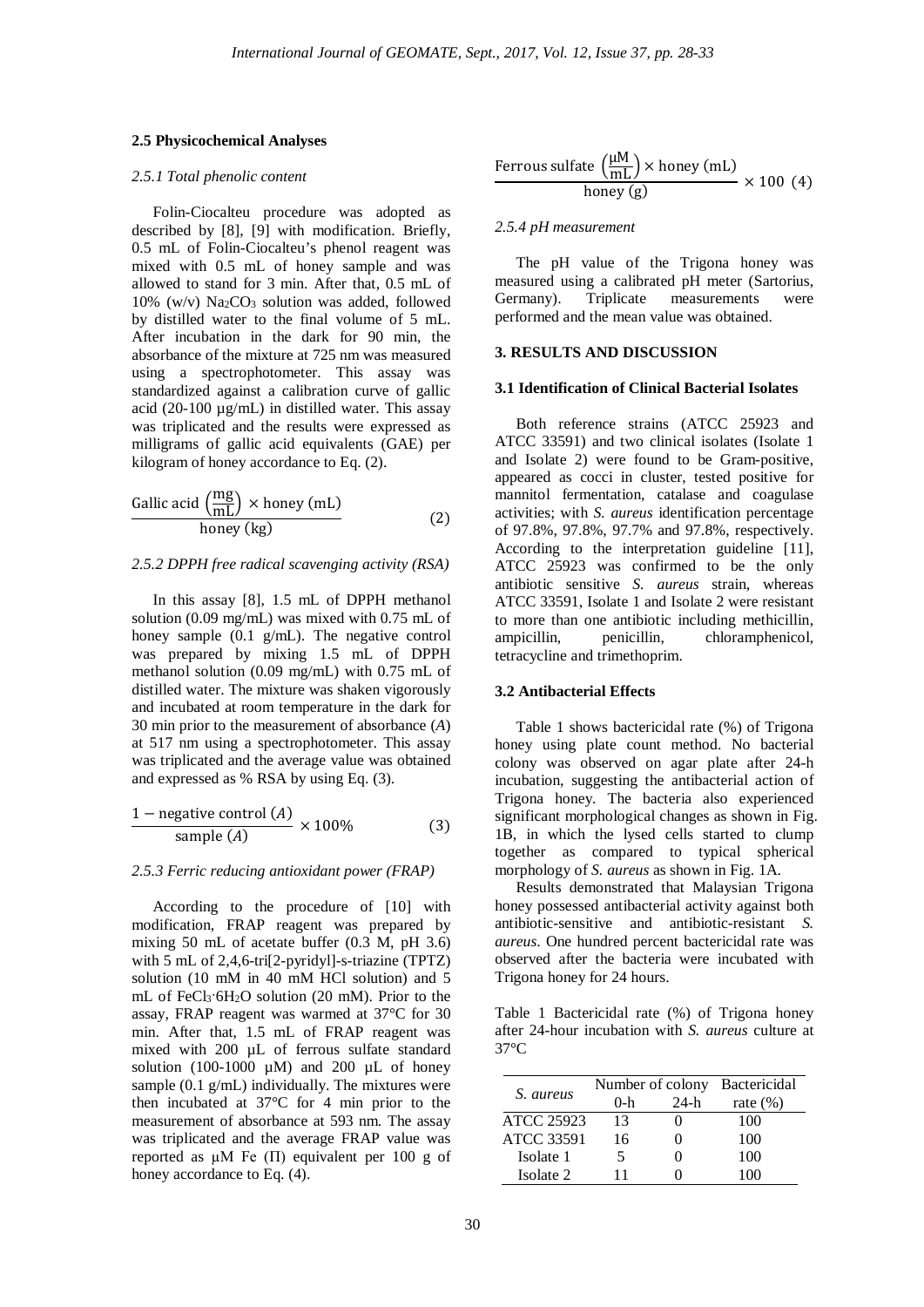### 2.5 Physicochemical Analyses

#### *2.5.1 Total phenolic content*

Folin-Ciocalteu procedure was adopted as described by [8], [9] with modification. Briefly, 0.5 mL of Folin-Ciocalteu's phenol reagent was mixed with 0.5 mL of honey sample and was allowed to stand for 3 min. After that, 0.5 mL of 10% (w/v) $Na_2CO_3$ solution was added, followed by distilled water to the final volume of 5 mL. After incubation in the dark for 90 min, the absorbance of the mixture at 725 nm was measured using a spectrophotometer. This assay was standardized against a calibration curve of gallic acid (20-100 µg/mL) in distilled water. This assay was triplicated and the results were expressed as milligrams of gallic acid equivalents (GAE) per kilogram of honey accordance to Eq. (2).

$$\frac{\text{Gallic acid } \left(\frac{\text{mg}}{\text{mL}}\right) \times \text{honey (mL)}}{\text{honey (kg)}} \tag{2}$$

#### *2.5.2 DPPH free radical scavenging activity (RSA)*

In this assay [8], 1.5 mL of DPPH methanol solution (0.09 mg/mL) was mixed with 0.75 mL of honey sample (0.1 g/mL). The negative control was prepared by mixing 1.5 mL of DPPH methanol solution (0.09 mg/mL) with 0.75 mL of distilled water. The mixture was shaken vigorously and incubated at room temperature in the dark for 30 min prior to the measurement of absorbance (*A*) at 517 nm using a spectrophotometer. This assay was triplicated and the average value was obtained and expressed as % RSA by using Eq. (3).

$$\frac{1 - \text{negative control } (A)}{\text{sample } (A)} \times 100\% \tag{3}$$

#### *2.5.3 Ferric reducing antioxidant power (FRAP)*

According to the procedure of [10] with modification, FRAP reagent was prepared by mixing 50 mL of acetate buffer (0.3 M, pH 3.6) with 5 mL of 2,4,6-tri[2-pyridyl]-s-triazine (TPTZ) solution (10 mM in 40 mM HCl solution) and 5 mL of $FeCl_3 \cdot 6H_2O$ solution (20 mM). Prior to the assay, FRAP reagent was warmed at 37°C for 30 min. After that, 1.5 mL of FRAP reagent was mixed with 200 µL of ferrous sulfate standard solution (100-1000 µM) and 200 µL of honey sample (0.1 g/mL) individually. The mixtures were then incubated at 37°C for 4 min prior to the measurement of absorbance at 593 nm. The assay was triplicated and the average FRAP value was reported as µM Fe (II) equivalent per 100 g of honey accordance to Eq. (4).

$$\frac{\text{Ferrous sulfate } \left(\frac{\mu\text{M}}{\text{mL}}\right) \times \text{honey (mL)}}{\text{honey (g)}} \times 100 \tag{4}$$

#### *2.5.4 pH measurement*

The pH value of the Trigona honey was measured using a calibrated pH meter (Sartorius, Germany). Triplicate measurements were performed and the mean value was obtained.

## 3. RESULTS AND DISCUSSION

### 3.1 Identification of Clinical Bacterial Isolates

Both reference strains (ATCC 25923 and ATCC 33591) and two clinical isolates (Isolate 1 and Isolate 2) were found to be Gram-positive, appeared as cocci in cluster, tested positive for mannitol fermentation, catalase and coagulase activities; with *S. aureus* identification percentage of 97.8%, 97.8%, 97.7% and 97.8%, respectively. According to the interpretation guideline [11], ATCC 25923 was confirmed to be the only antibiotic sensitive *S. aureus* strain, whereas ATCC 33591, Isolate 1 and Isolate 2 were resistant to more than one antibiotic including methicillin, ampicillin, penicillin, chloramphenicol, tetracycline and trimethoprim.

### 3.2 Antibacterial Effects

Table 1 shows bactericidal rate (%) of Trigona honey using plate count method. No bacterial colony was observed on agar plate after 24-h incubation, suggesting the antibacterial action of Trigona honey. The bacteria also experienced significant morphological changes as shown in Fig. 1B, in which the lysed cells started to clump together as compared to typical spherical morphology of *S. aureus* as shown in Fig. 1A.

Results demonstrated that Malaysian Trigona honey possessed antibacterial activity against both antibiotic-sensitive and antibiotic-resistant *S. aureus*. One hundred percent bactericidal rate was observed after the bacteria were incubated with Trigona honey for 24 hours.

Table 1 Bactericidal rate (%) of Trigona honey after 24-hour incubation with *S. aureus* culture at 37°C

| *S. aureus* | Number of colony | | Bactericidal |
|---|---|---|---|
| | 0-h | 24-h | rate (%) |
| ATCC 25923 | 13 | 0 | 100 |
| ATCC 33591 | 16 | 0 | 100 |
| Isolate 1 | 5 | 0 | 100 |
| Isolate 2 | 11 | 0 | 100 |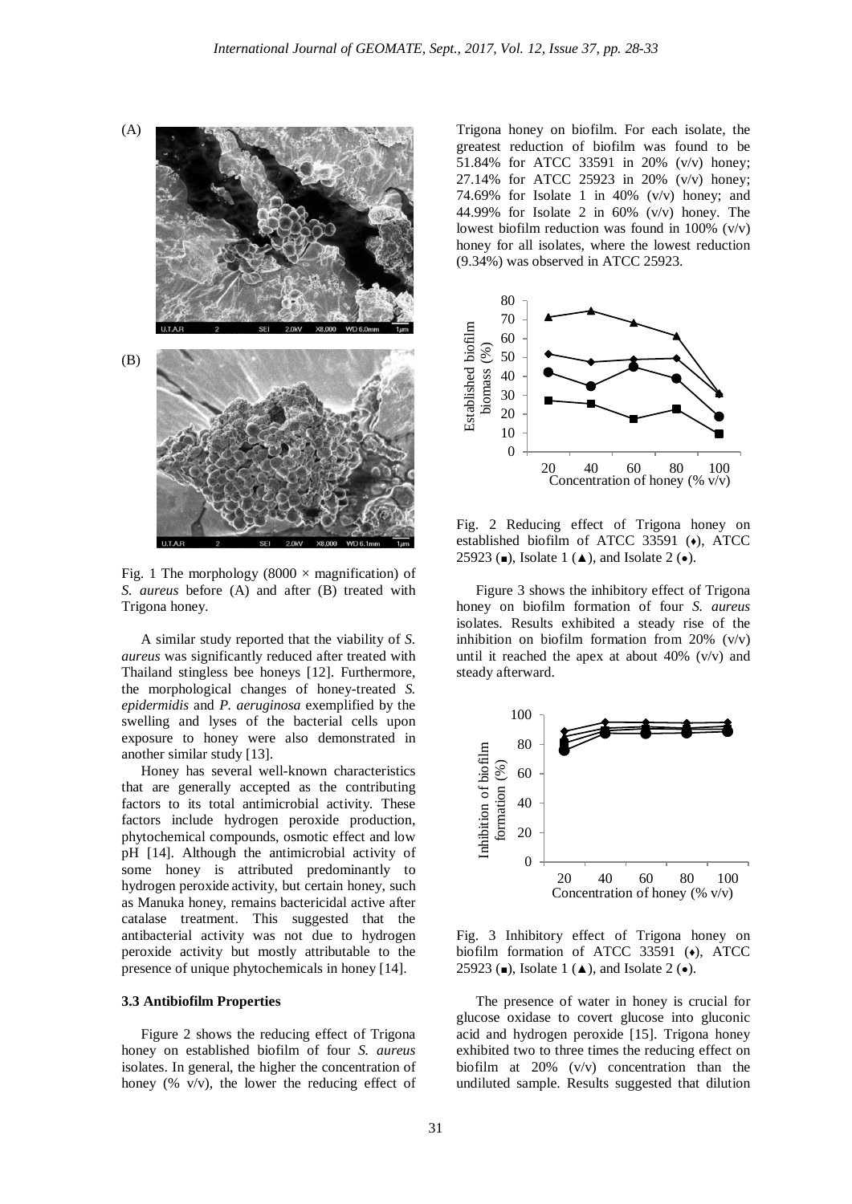(A)

(B)

Fig. 1 The morphology (8000 × magnification) of *S. aureus* before (A) and after (B) treated with Trigona honey.

A similar study reported that the viability of *S. aureus* was significantly reduced after treated with Thailand stingless bee honeys [12]. Furthermore, the morphological changes of honey-treated *S. epidermidis* and *P. aeruginosa* exemplified by the swelling and lyses of the bacterial cells upon exposure to honey were also demonstrated in another similar study [13].

Honey has several well-known characteristics that are generally accepted as the contributing factors to its total antimicrobial activity. These factors include hydrogen peroxide production, phytochemical compounds, osmotic effect and low pH [14]. Although the antimicrobial activity of some honey is attributed predominantly to hydrogen peroxide activity, but certain honey, such as Manuka honey, remains bactericidal active after catalase treatment. This suggested that the antibacterial activity was not due to hydrogen peroxide activity but mostly attributable to the presence of unique phytochemicals in honey [14].

### 3.3 Antibiofilm Properties

Figure 2 shows the reducing effect of Trigona honey on established biofilm of four *S. aureus* isolates. In general, the higher the concentration of honey (% v/v), the lower the reducing effect of Trigona honey on biofilm. For each isolate, the greatest reduction of biofilm was found to be 51.84% for ATCC 33591 in 20% (v/v) honey; 27.14% for ATCC 25923 in 20% (v/v) honey; 74.69% for Isolate 1 in 40% (v/v) honey; and 44.99% for Isolate 2 in 60% (v/v) honey. The lowest biofilm reduction was found in 100% (v/v) honey for all isolates, where the lowest reduction (9.34%) was observed in ATCC 25923.

Fig. 2 Reducing effect of Trigona honey on established biofilm of ATCC 33591 (♦), ATCC 25923 (■), Isolate 1 (▲), and Isolate 2 (●).

Figure 3 shows the inhibitory effect of Trigona honey on biofilm formation of four *S. aureus* isolates. Results exhibited a steady rise of the inhibition on biofilm formation from 20% (v/v) until it reached the apex at about 40% (v/v) and steady afterward.

Fig. 3 Inhibitory effect of Trigona honey on biofilm formation of ATCC 33591 (♦), ATCC 25923 (■), Isolate 1 (▲), and Isolate 2 (●).

The presence of water in honey is crucial for glucose oxidase to covert glucose into gluconic acid and hydrogen peroxide [15]. Trigona honey exhibited two to three times the reducing effect on biofilm at 20% (v/v) concentration than the undiluted sample. Results suggested that dilution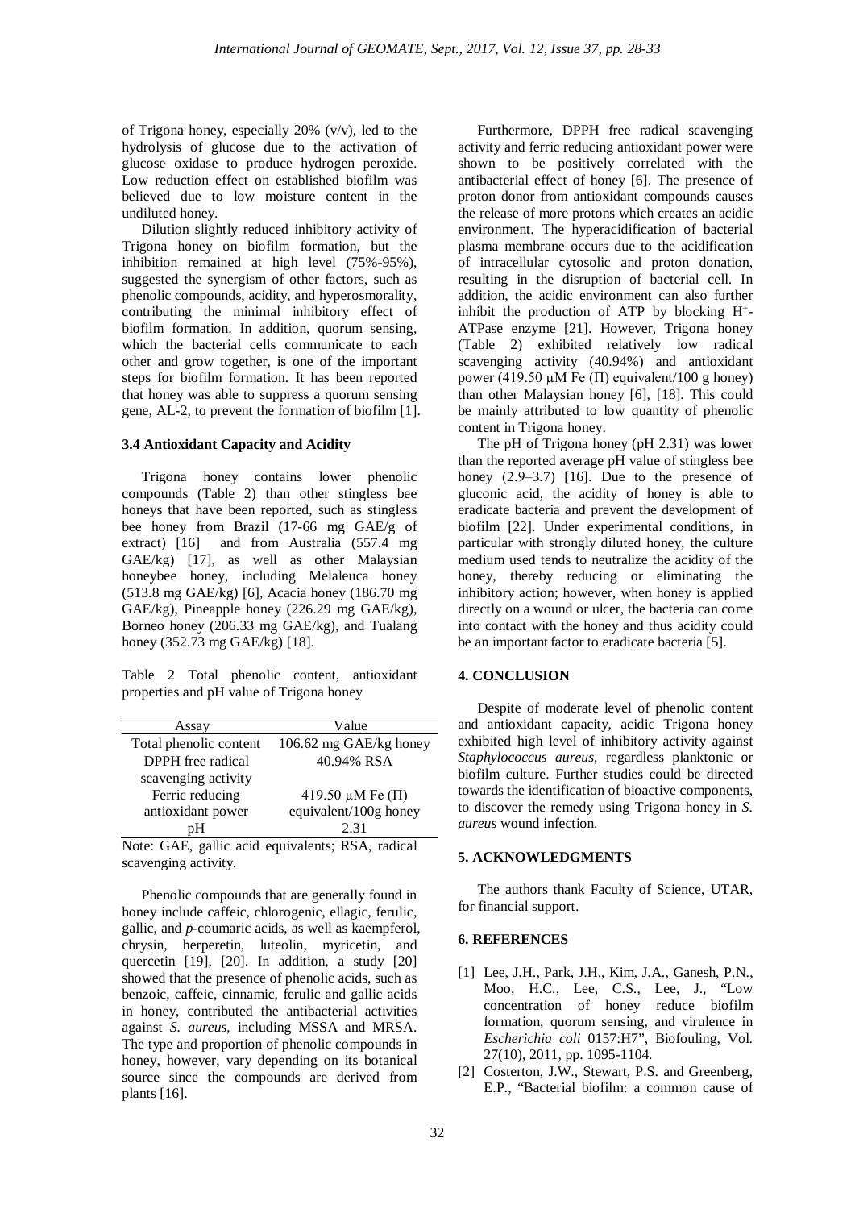of Trigona honey, especially 20% (v/v), led to the hydrolysis of glucose due to the activation of glucose oxidase to produce hydrogen peroxide. Low reduction effect on established biofilm was believed due to low moisture content in the undiluted honey.

Dilution slightly reduced inhibitory activity of Trigona honey on biofilm formation, but the inhibition remained at high level (75%-95%), suggested the synergism of other factors, such as phenolic compounds, acidity, and hyperosmorality, contributing the minimal inhibitory effect of biofilm formation. In addition, quorum sensing, which the bacterial cells communicate to each other and grow together, is one of the important steps for biofilm formation. It has been reported that honey was able to suppress a quorum sensing gene, AL-2, to prevent the formation of biofilm [1].

### 3.4 Antioxidant Capacity and Acidity

Trigona honey contains lower phenolic compounds (Table 2) than other stingless bee honeys that have been reported, such as stingless bee honey from Brazil (17-66 mg GAE/g of extract) [16] and from Australia (557.4 mg GAE/kg) [17], as well as other Malaysian honeybee honey, including Melaleuca honey (513.8 mg GAE/kg) [6], Acacia honey (186.70 mg GAE/kg), Pineapple honey (226.29 mg GAE/kg), Borneo honey (206.33 mg GAE/kg), and Tualang honey (352.73 mg GAE/kg) [18].

Table 2 Total phenolic content, antioxidant properties and pH value of Trigona honey

| Assay | Value |
| --- | --- |
| Total phenolic content | 106.62 mg GAE/kg honey |
| DPPH free radical scavenging activity | 40.94% RSA |
| Ferric reducing antioxidant power | 419.50 μM Fe (Π) equivalent/100g honey |
| pH | 2.31 |

Note: GAE, gallic acid equivalents; RSA, radical scavenging activity.

Phenolic compounds that are generally found in honey include caffeic, chlorogenic, ellagic, ferulic, gallic, and *p*-coumaric acids, as well as kaempferol, chrysin, herperetin, luteolin, myricetin, and quercetin [19], [20]. In addition, a study [20] showed that the presence of phenolic acids, such as benzoic, caffeic, cinnamic, ferulic and gallic acids in honey, contributed the antibacterial activities against *S. aureus*, including MSSA and MRSA. The type and proportion of phenolic compounds in honey, however, vary depending on its botanical source since the compounds are derived from plants [16].

Furthermore, DPPH free radical scavenging activity and ferric reducing antioxidant power were shown to be positively correlated with the antibacterial effect of honey [6]. The presence of proton donor from antioxidant compounds causes the release of more protons which creates an acidic environment. The hyperacidification of bacterial plasma membrane occurs due to the acidification of intracellular cytosolic and proton donation, resulting in the disruption of bacterial cell. In addition, the acidic environment can also further inhibit the production of ATP by blocking $H^+$-ATPase enzyme [21]. However, Trigona honey (Table 2) exhibited relatively low radical scavenging activity (40.94%) and antioxidant power (419.50 μM Fe (Π) equivalent/100 g honey) than other Malaysian honey [6], [18]. This could be mainly attributed to low quantity of phenolic content in Trigona honey.

The pH of Trigona honey (pH 2.31) was lower than the reported average pH value of stingless bee honey (2.9–3.7) [16]. Due to the presence of gluconic acid, the acidity of honey is able to eradicate bacteria and prevent the development of biofilm [22]. Under experimental conditions, in particular with strongly diluted honey, the culture medium used tends to neutralize the acidity of the honey, thereby reducing or eliminating the inhibitory action; however, when honey is applied directly on a wound or ulcer, the bacteria can come into contact with the honey and thus acidity could be an important factor to eradicate bacteria [5].

## 4. CONCLUSION

Despite of moderate level of phenolic content and antioxidant capacity, acidic Trigona honey exhibited high level of inhibitory activity against *Staphylococcus aureus*, regardless planktonic or biofilm culture. Further studies could be directed towards the identification of bioactive components, to discover the remedy using Trigona honey in *S. aureus* wound infection.

## 5. ACKNOWLEDGMENTS

The authors thank Faculty of Science, UTAR, for financial support.

## 6. REFERENCES

[1] Lee, J.H., Park, J.H., Kim, J.A., Ganesh, P.N., Moo, H.C., Lee, C.S., Lee, J., "Low concentration of honey reduce biofilm formation, quorum sensing, and virulence in *Escherichia coli* 0157:H7", Biofouling, Vol. 27(10), 2011, pp. 1095-1104.

[2] Costerton, J.W., Stewart, P.S. and Greenberg, E.P., "Bacterial biofilm: a common cause of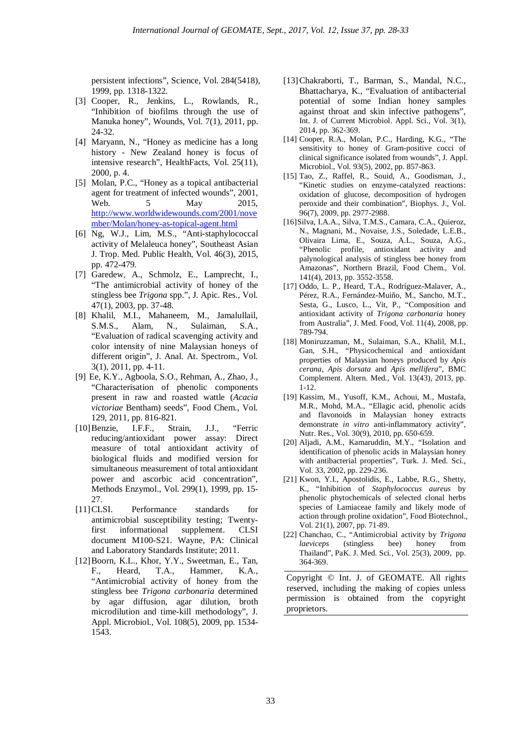persistent infections", Science, Vol. 284(5418), 1999, pp. 1318-1322.

[3] Cooper, R., Jenkins, L., Rowlands, R., "Inhibition of biofilms through the use of Manuka honey", Wounds, Vol. 7(1), 2011, pp. 24-32.

[4] Maryann, N., "Honey as medicine has a long history - New Zealand honey is focus of intensive research", HealthFacts, Vol. 25(11), 2000, p. 4.

[5] Molan, P.C., "Honey as a topical antibacterial agent for treatment of infected wounds", 2001, Web. 5 May 2015, http://www.worldwidewounds.com/2001/november/Molan/honey-as-topical-agent.html

[6] Ng, W.J., Lim, M.S., "Anti-staphylococcal activity of Melaleuca honey", Southeast Asian J. Trop. Med. Public Health, Vol. 46(3), 2015, pp. 472-479.

[7] Garedew, A., Schmolz, E., Lamprecht, I., "The antimicrobial activity of honey of the stingless bee *Trigona* spp.", J. Apic. Res., Vol. 47(1), 2003, pp. 37-48.

[8] Khalil, M.I., Mahaneem, M., Jamalullail, S.M.S., Alam, N., Sulaiman, S.A., "Evaluation of radical scavenging activity and color intensity of nine Malaysian honeys of different origin", J. Anal. At. Spectrom., Vol. 3(1), 2011, pp. 4-11.

[9] Ee, K.Y., Agboola, S.O., Rehman, A., Zhao, J., "Characterisation of phenolic components present in raw and roasted wattle (*Acacia victoriae* Bentham) seeds", Food Chem., Vol. 129, 2011, pp. 816-821.

[10] Benzie, I.F.F., Strain, J.J., "Ferric reducing/antioxidant power assay: Direct measure of total antioxidant activity of biological fluids and modified version for simultaneous measurement of total antioxidant power and ascorbic acid concentration", Methods Enzymol., Vol. 299(1), 1999, pp. 15-27.

[11] CLSI. Performance standards for antimicrobial susceptibility testing; Twenty-first informational supplement. CLSI document M100-S21. Wayne, PA: Clinical and Laboratory Standards Institute; 2011.

[12] Boorn, K.L., Khor, Y.Y., Sweetman, E., Tan, F., Heard, T.A., Hammer, K.A., "Antimicrobial activity of honey from the stingless bee *Trigona carbonaria* determined by agar diffusion, agar dilution, broth microdilution and time-kill methodology", J. Appl. Microbiol., Vol. 108(5), 2009, pp. 1534-1543.

[13] Chakraborti, T., Barman, S., Mandal, N.C., Bhattacharya, K., "Evaluation of antibacterial potential of some Indian honey samples against throat and skin infective pathogens", Int. J. of Current Microbiol. Appl. Sci., Vol. 3(1), 2014, pp. 362-369.

[14] Cooper, R.A., Molan, P.C., Harding, K.G., "The sensitivity to honey of Gram-positive cocci of clinical significance isolated from wounds", J. Appl. Microbiol., Vol. 93(5), 2002, pp. 857-863.

[15] Tao, Z., Raffel, R., Souid, A., Goodisman, J., "Kinetic studies on enzyme-catalyzed reactions: oxidation of glucose, decomposition of hydrogen peroxide and their combination", Biophys. J., Vol. 96(7), 2009, pp. 2977-2988.

[16] Silva, I.A.A., Silva, T.M.S., Camara, C.A., Quieroz, N., Magnani, M., Novaise, J.S., Soledade, L.E.B., Olivaira Lima, E., Souza, A.L., Souza, A.G., "Phenolic profile, antioxidant activity and palynological analysis of stingless bee honey from Amazonas", Northern Brazil, Food Chem., Vol. 141(4), 2013, pp. 3552-3558.

[17] Oddo, L. P., Heard, T.A., Rodríguez-Malaver, A., Pérez, R.A., Fernández-Muiño, M., Sancho, M.T., Sesta, G., Lusco, L., Vit, P., "Composition and antioxidant activity of *Trigona carbonaria* honey from Australia", J. Med. Food, Vol. 11(4), 2008, pp. 789-794.

[18] Moniruzzaman, M., Sulaiman, S.A., Khalil, M.I., Gan, S.H., "Physicochemical and antioxidant properties of Malaysian honeys produced by *Apis cerana*, *Apis dorsata* and *Apis mellifera*", BMC Complement. Altern. Med., Vol. 13(43), 2013, pp. 1-12.

[19] Kassim, M., Yusoff, K.M., Achoui, M., Mustafa, M.R., Mohd, M.A., "Ellagic acid, phenolic acids and flavonoids in Malaysian honey extracts demonstrate *in vitro* anti-inflammatory activity", Nutr. Res., Vol. 30(9), 2010, pp. 650-659.

[20] Aljadi, A.M., Kamaruddin, M.Y., "Isolation and identification of phenolic acids in Malaysian honey with antibacterial properties", Turk. J. Med. Sci., Vol. 33, 2002, pp. 229-236.

[21] Kwon, Y.I., Apostolidis, E., Labbe, R.G., Shetty, K., "Inhibition of *Staphylococcus aureus* by phenolic phytochemicals of selected clonal herbs species of Lamiaceae family and likely mode of action through proline oxidation", Food Biotechnol., Vol. 21(1), 2007, pp. 71-89.

[22] Chanchao, C., "Antimicrobial activity by *Trigona laeviceps* (stingless bee) honey from Thailand", PaK. J. Med. Sci., Vol. 25(3), 2009, pp. 364-369.

Copyright © Int. J. of GEOMATE. All rights reserved, including the making of copies unless permission is obtained from the copyright proprietors.